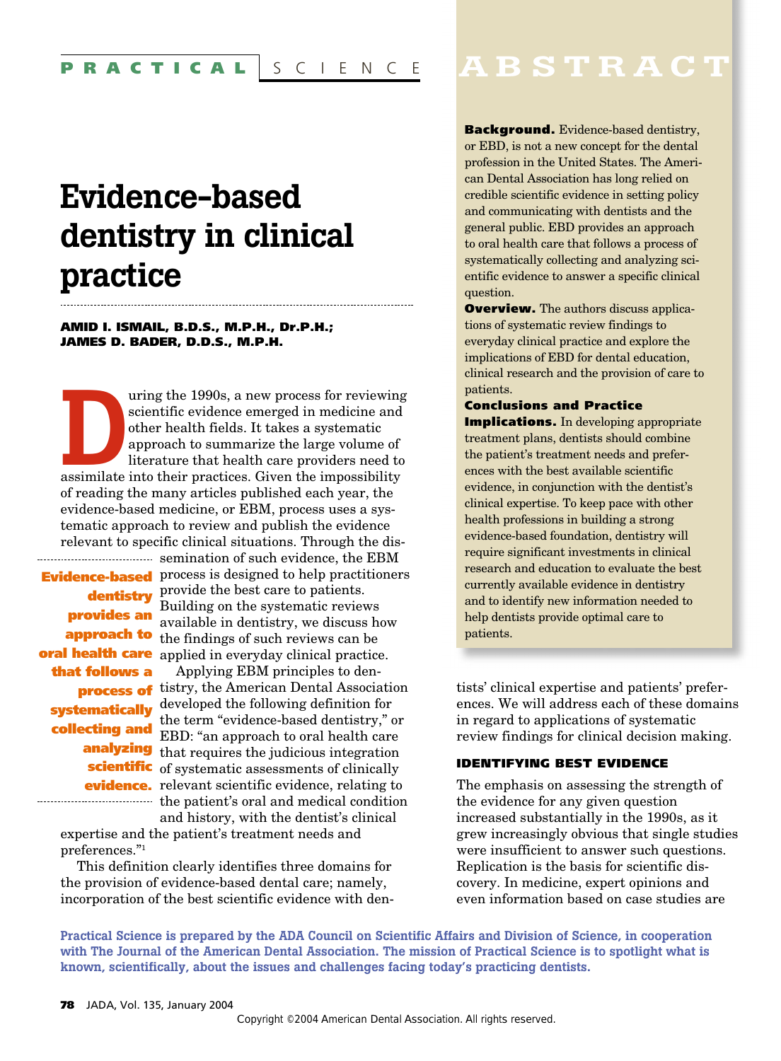PRACTICAL SCIENCE

# Evidence-based dentistry in clinical practice

**AMID I. ISMAIL, B.D.S., M.P.H., Dr.P.H.; JAMES D. BADER, D.D.S., M.P.H.**

## ABSTRACT

**Background.** Evidence-based dentistry, or EBD, is not a new concept for the dental profession in the United States. The American Dental Association has long relied on credible scientific evidence in setting policy and communicating with dentists and the general public. EBD provides an approach to oral health care that follows a process of systematically collecting and analyzing scientific evidence to answer a specific clinical question.

**Overview.** The authors discuss applications of systematic review findings to everyday clinical practice and explore the implications of EBD for dental education, clinical research and the provision of care to patients.

**Conclusions and Practice Implications.** In developing appropriate treatment plans, dentists should combine the patient's treatment needs and preferences with the best available scientific evidence, in conjunction with the dentist's clinical expertise. To keep pace with other health professions in building a strong evidence-based foundation, dentistry will require significant investments in clinical research and education to evaluate the best currently available evidence in dentistry and to identify new information needed to help dentists provide optimal care to patients.

During the 1990s, a new process for reviewing scientific evidence emerged in medicine and other health fields. It takes a systematic approach to summarize the large volume of literature that health care providers need to assimilate into their practices. Given the impossibility of reading the many articles published each year, the evidence-based medicine, or EBM, process uses a systematic approach to review and publish the evidence relevant to specific clinical situations. Through the dissemination of such evidence, the EBM process is designed to help practitioners provide the best care to patients. Building on the systematic reviews available in dentistry, we discuss how the findings of such reviews can be applied in everyday clinical practice.

> **Evidence-based dentistry provides an approach to oral health care that follows a process of systematically collecting and analyzing scientific evidence.**

Applying EBM principles to dentistry, the American Dental Association developed the following definition for the term "evidence-based dentistry," or EBD: "an approach to oral health care that requires the judicious integration of systematic assessments of clinically relevant scientific evidence, relating to the patient's oral and medical condition and history, with the dentist's clinical expertise and the patient's treatment needs and preferences."[1]

This definition clearly identifies three domains for the provision of evidence-based dental care; namely, incorporation of the best scientific evidence with dentists' clinical expertise and patients' preferences. We will address each of these domains in regard to applications of systematic review findings for clinical decision making.

### IDENTIFYING BEST EVIDENCE

The emphasis on assessing the strength of the evidence for any given question increased substantially in the 1990s, as it grew increasingly obvious that single studies were insufficient to answer such questions. Replication is the basis for scientific discovery. In medicine, expert opinions and even information based on case studies are

Practical Science is prepared by the ADA Council on Scientific Affairs and Division of Science, in cooperation with The Journal of the American Dental Association. The mission of Practical Science is to spotlight what is known, scientifically, about the issues and challenges facing today's practicing dentists.

Copyright ©2004 American Dental Association. All rights reserved.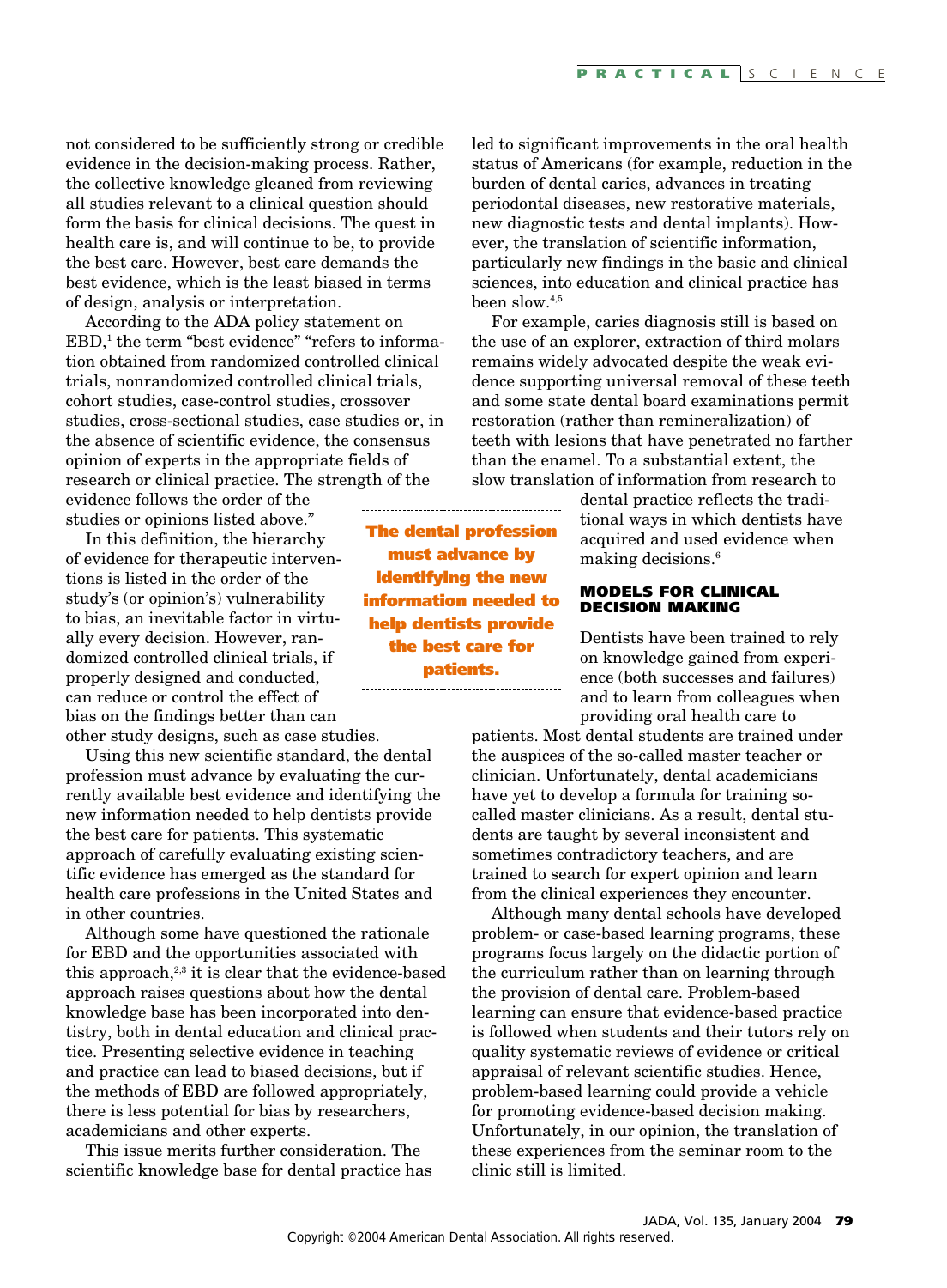not considered to be sufficiently strong or credible evidence in the decision-making process. Rather, the collective knowledge gleaned from reviewing all studies relevant to a clinical question should form the basis for clinical decisions. The quest in health care is, and will continue to be, to provide the best care. However, best care demands the best evidence, which is the least biased in terms of design, analysis or interpretation.

According to the ADA policy statement on EBD,[1] the term "best evidence" "refers to information obtained from randomized controlled clinical trials, nonrandomized controlled clinical trials, cohort studies, case-control studies, crossover studies, cross-sectional studies, case studies or, in the absence of scientific evidence, the consensus opinion of experts in the appropriate fields of research or clinical practice. The strength of the evidence follows the order of the studies or opinions listed above."

In this definition, the hierarchy of evidence for therapeutic interventions is listed in the order of the study's (or opinion's) vulnerability to bias, an inevitable factor in virtually every decision. However, randomized controlled clinical trials, if properly designed and conducted, can reduce or control the effect of bias on the findings better than can other study designs, such as case studies.

Using this new scientific standard, the dental profession must advance by evaluating the currently available best evidence and identifying the new information needed to help dentists provide the best care for patients. This systematic approach of carefully evaluating existing scientific evidence has emerged as the standard for health care professions in the United States and in other countries.

**The dental profession must advance by identifying the new information needed to help dentists provide the best care for patients.**

Although some have questioned the rationale for EBD and the opportunities associated with this approach,[2,3] it is clear that the evidence-based approach raises questions about how the dental knowledge base has been incorporated into dentistry, both in dental education and clinical practice. Presenting selective evidence in teaching and practice can lead to biased decisions, but if the methods of EBD are followed appropriately, there is less potential for bias by researchers, academicians and other experts.

This issue merits further consideration. The scientific knowledge base for dental practice has led to significant improvements in the oral health status of Americans (for example, reduction in the burden of dental caries, advances in treating periodontal diseases, new restorative materials, new diagnostic tests and dental implants). However, the translation of scientific information, particularly new findings in the basic and clinical sciences, into education and clinical practice has been slow.[4,5]

For example, caries diagnosis still is based on the use of an explorer, extraction of third molars remains widely advocated despite the weak evidence supporting universal removal of these teeth and some state dental board examinations permit restoration (rather than remineralization) of teeth with lesions that have penetrated no farther than the enamel. To a substantial extent, the slow translation of information from research to dental practice reflects the traditional ways in which dentists have acquired and used evidence when making decisions.[6]

## MODELS FOR CLINICAL DECISION MAKING

Dentists have been trained to rely on knowledge gained from experience (both successes and failures) and to learn from colleagues when providing oral health care to patients. Most dental students are trained under the auspices of the so-called master teacher or clinician. Unfortunately, dental academicians have yet to develop a formula for training so-called master clinicians. As a result, dental students are taught by several inconsistent and sometimes contradictory teachers, and are trained to search for expert opinion and learn from the clinical experiences they encounter.

Although many dental schools have developed problem- or case-based learning programs, these programs focus largely on the didactic portion of the curriculum rather than on learning through the provision of dental care. Problem-based learning can ensure that evidence-based practice is followed when students and their tutors rely on quality systematic reviews of evidence or critical appraisal of relevant scientific studies. Hence, problem-based learning could provide a vehicle for promoting evidence-based decision making. Unfortunately, in our opinion, the translation of these experiences from the seminar room to the clinic still is limited.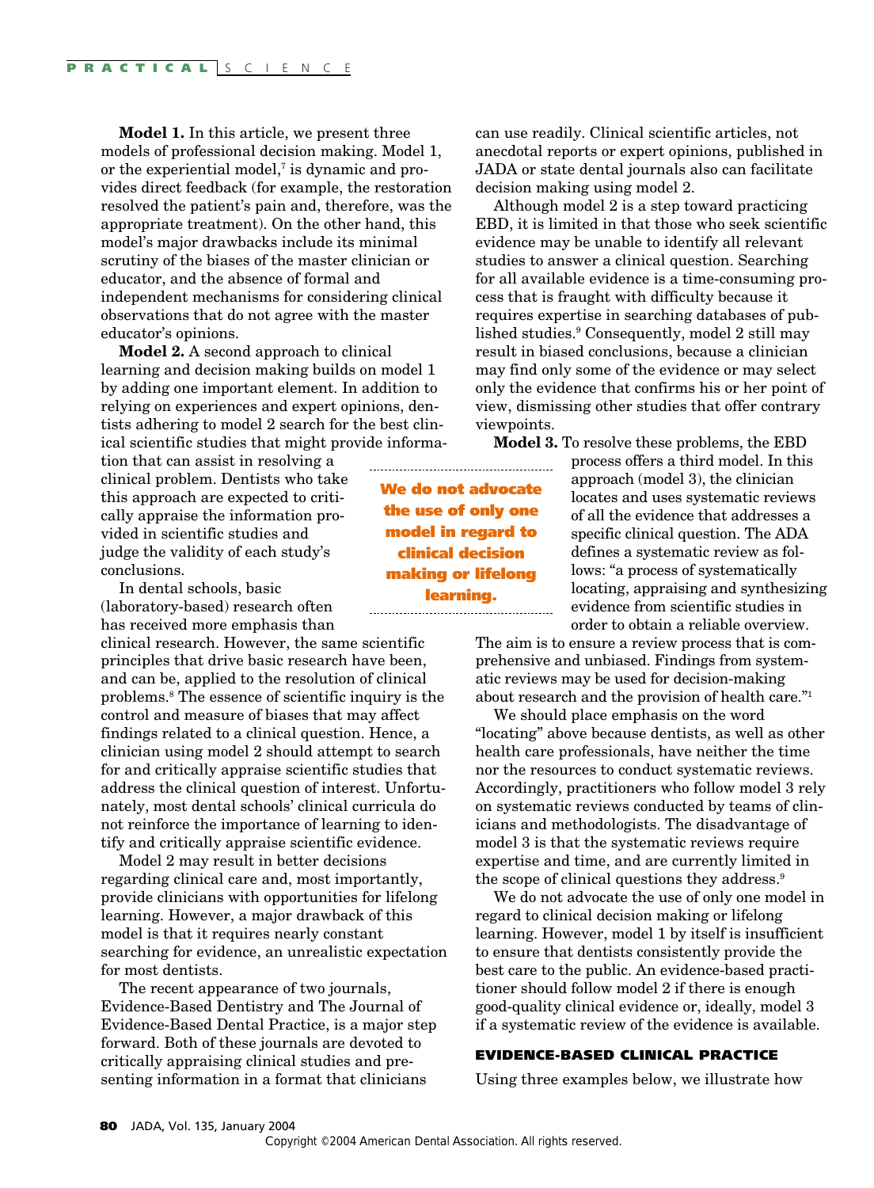**Model 1.** In this article, we present three models of professional decision making. Model 1, or the experiential model,[7] is dynamic and provides direct feedback (for example, the restoration resolved the patient's pain and, therefore, was the appropriate treatment). On the other hand, this model's major drawbacks include its minimal scrutiny of the biases of the master clinician or educator, and the absence of formal and independent mechanisms for considering clinical observations that do not agree with the master educator's opinions.

**Model 2.** A second approach to clinical learning and decision making builds on model 1 by adding one important element. In addition to relying on experiences and expert opinions, dentists adhering to model 2 search for the best clinical scientific studies that might provide information that can assist in resolving a clinical problem. Dentists who take this approach are expected to critically appraise the information provided in scientific studies and judge the validity of each study's conclusions.

In dental schools, basic (laboratory-based) research often has received more emphasis than clinical research. However, the same scientific principles that drive basic research have been, and can be, applied to the resolution of clinical problems.[8] The essence of scientific inquiry is the control and measure of biases that may affect findings related to a clinical question. Hence, a clinician using model 2 should attempt to search for and critically appraise scientific studies that address the clinical question of interest. Unfortunately, most dental schools' clinical curricula do not reinforce the importance of learning to identify and critically appraise scientific evidence.

Model 2 may result in better decisions regarding clinical care and, most importantly, provide clinicians with opportunities for lifelong learning. However, a major drawback of this model is that it requires nearly constant searching for evidence, an unrealistic expectation for most dentists.

The recent appearance of two journals, Evidence-Based Dentistry and The Journal of Evidence-Based Dental Practice, is a major step forward. Both of these journals are devoted to critically appraising clinical studies and presenting information in a format that clinicians can use readily. Clinical scientific articles, not anecdotal reports or expert opinions, published in JADA or state dental journals also can facilitate decision making using model 2.

Although model 2 is a step toward practicing EBD, it is limited in that those who seek scientific evidence may be unable to identify all relevant studies to answer a clinical question. Searching for all available evidence is a time-consuming process that is fraught with difficulty because it requires expertise in searching databases of published studies.[9] Consequently, model 2 still may result in biased conclusions, because a clinician may find only some of the evidence or may select only the evidence that confirms his or her point of view, dismissing other studies that offer contrary viewpoints.

**Model 3.** To resolve these problems, the EBD process offers a third model. In this approach (model 3), the clinician locates and uses systematic reviews of all the evidence that addresses a specific clinical question. The ADA defines a systematic review as follows: "a process of systematically locating, appraising and synthesizing evidence from scientific studies in order to obtain a reliable overview. The aim is to ensure a review process that is comprehensive and unbiased. Findings from systematic reviews may be used for decision-making about research and the provision of health care."[1]

We should place emphasis on the word "locating" above because dentists, as well as other health care professionals, have neither the time nor the resources to conduct systematic reviews. Accordingly, practitioners who follow model 3 rely on systematic reviews conducted by teams of clinicians and methodologists. The disadvantage of model 3 is that the systematic reviews require expertise and time, and are currently limited in the scope of clinical questions they address.[9]

We do not advocate the use of only one model in regard to clinical decision making or lifelong learning. However, model 1 by itself is insufficient to ensure that dentists consistently provide the best care to the public. An evidence-based practitioner should follow model 2 if there is enough good-quality clinical evidence or, ideally, model 3 if a systematic review of the evidence is available.

## EVIDENCE-BASED CLINICAL PRACTICE

Using three examples below, we illustrate how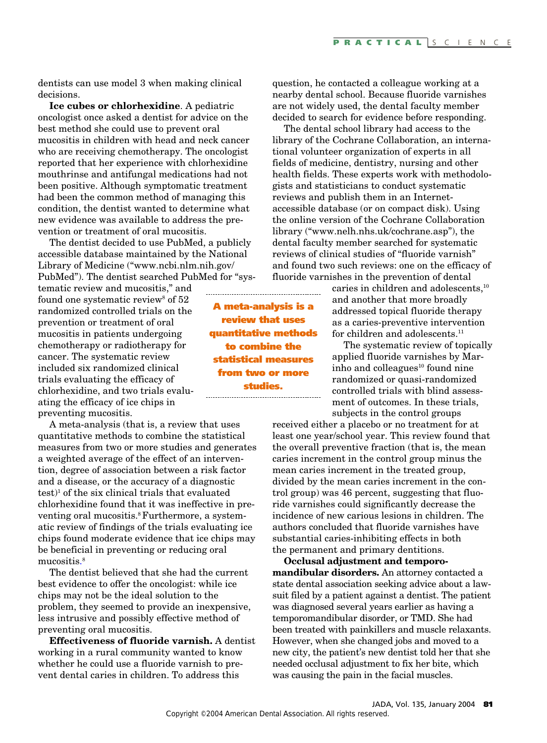dentists can use model 3 when making clinical decisions.

**Ice cubes or chlorhexidine**. A pediatric oncologist once asked a dentist for advice on the best method she could use to prevent oral mucositis in children with head and neck cancer who are receiving chemotherapy. The oncologist reported that her experience with chlorhexidine mouthrinse and antifungal medications had not been positive. Although symptomatic treatment had been the common method of managing this condition, the dentist wanted to determine what new evidence was available to address the prevention or treatment of oral mucositis.

The dentist decided to use PubMed, a publicly accessible database maintained by the National Library of Medicine ("www.ncbi.nlm.nih.gov/PubMed"). The dentist searched PubMed for "systematic review and mucositis," and found one systematic review[8] of 52 randomized controlled trials on the prevention or treatment of oral mucositis in patients undergoing chemotherapy or radiotherapy for cancer. The systematic review included six randomized clinical trials evaluating the efficacy of chlorhexidine, and two trials evaluating the efficacy of ice chips in preventing mucositis.

**A meta-analysis is a review that uses quantitative methods to combine the statistical measures from two or more studies.**

A meta-analysis (that is, a review that uses quantitative methods to combine the statistical measures from two or more studies and generates a weighted average of the effect of an intervention, degree of association between a risk factor and a disease, or the accuracy of a diagnostic test)[1] of the six clinical trials that evaluated chlorhexidine found that it was ineffective in preventing oral mucositis.[8] Furthermore, a systematic review of findings of the trials evaluating ice chips found moderate evidence that ice chips may be beneficial in preventing or reducing oral mucositis.[8]

The dentist believed that she had the current best evidence to offer the oncologist: while ice chips may not be the ideal solution to the problem, they seemed to provide an inexpensive, less intrusive and possibly effective method of preventing oral mucositis.

**Effectiveness of fluoride varnish.** A dentist working in a rural community wanted to know whether he could use a fluoride varnish to prevent dental caries in children. To address this question, he contacted a colleague working at a nearby dental school. Because fluoride varnishes are not widely used, the dental faculty member decided to search for evidence before responding.

The dental school library had access to the library of the Cochrane Collaboration, an international volunteer organization of experts in all fields of medicine, dentistry, nursing and other health fields. These experts work with methodologists and statisticians to conduct systematic reviews and publish them in an Internet-accessible database (or on compact disk). Using the online version of the Cochrane Collaboration library ("www.nelh.nhs.uk/cochrane.asp"), the dental faculty member searched for systematic reviews of clinical studies of "fluoride varnish" and found two such reviews: one on the efficacy of fluoride varnishes in the prevention of dental caries in children and adolescents,[10] and another that more broadly addressed topical fluoride therapy as a caries-preventive intervention for children and adolescents.[11]

The systematic review of topically applied fluoride varnishes by Marinho and colleagues[10] found nine randomized or quasi-randomized controlled trials with blind assessment of outcomes. In these trials, subjects in the control groups received either a placebo or no treatment for at least one year/school year. This review found that the overall preventive fraction (that is, the mean caries increment in the control group minus the mean caries increment in the treated group, divided by the mean caries increment in the control group) was 46 percent, suggesting that fluoride varnishes could significantly decrease the incidence of new carious lesions in children. The authors concluded that fluoride varnishes have substantial caries-inhibiting effects in both the permanent and primary dentitions.

**Occlusal adjustment and temporomandibular disorders.** An attorney contacted a state dental association seeking advice about a lawsuit filed by a patient against a dentist. The patient was diagnosed several years earlier as having a temporomandibular disorder, or TMD. She had been treated with painkillers and muscle relaxants. However, when she changed jobs and moved to a new city, the patient's new dentist told her that she needed occlusal adjustment to fix her bite, which was causing the pain in the facial muscles.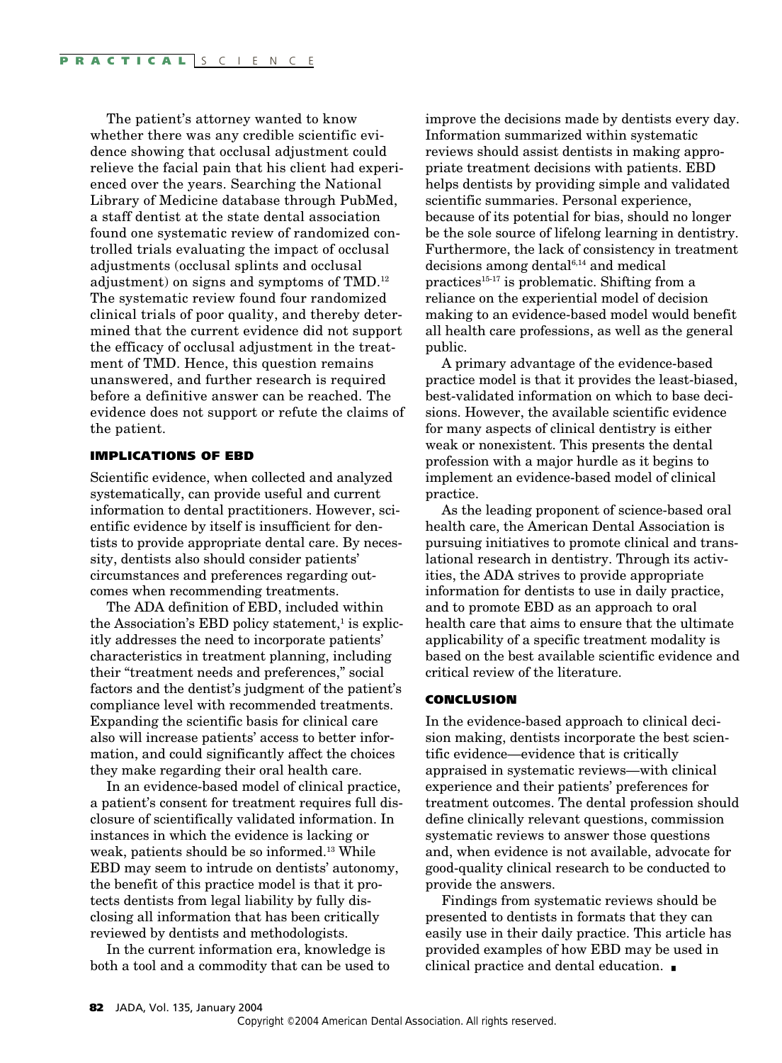The patient's attorney wanted to know whether there was any credible scientific evidence showing that occlusal adjustment could relieve the facial pain that his client had experienced over the years. Searching the National Library of Medicine database through PubMed, a staff dentist at the state dental association found one systematic review of randomized controlled trials evaluating the impact of occlusal adjustments (occlusal splints and occlusal adjustment) on signs and symptoms of TMD.[12] The systematic review found four randomized clinical trials of poor quality, and thereby determined that the current evidence did not support the efficacy of occlusal adjustment in the treatment of TMD. Hence, this question remains unanswered, and further research is required before a definitive answer can be reached. The evidence does not support or refute the claims of the patient.

## IMPLICATIONS OF EBD

Scientific evidence, when collected and analyzed systematically, can provide useful and current information to dental practitioners. However, scientific evidence by itself is insufficient for dentists to provide appropriate dental care. By necessity, dentists also should consider patients' circumstances and preferences regarding outcomes when recommending treatments.

The ADA definition of EBD, included within the Association's EBD policy statement,[1] is explicitly addresses the need to incorporate patients' characteristics in treatment planning, including their "treatment needs and preferences," social factors and the dentist's judgment of the patient's compliance level with recommended treatments. Expanding the scientific basis for clinical care also will increase patients' access to better information, and could significantly affect the choices they make regarding their oral health care.

In an evidence-based model of clinical practice, a patient's consent for treatment requires full disclosure of scientifically validated information. In instances in which the evidence is lacking or weak, patients should be so informed.[13] While EBD may seem to intrude on dentists' autonomy, the benefit of this practice model is that it protects dentists from legal liability by fully disclosing all information that has been critically reviewed by dentists and methodologists.

In the current information era, knowledge is both a tool and a commodity that can be used to improve the decisions made by dentists every day. Information summarized within systematic reviews should assist dentists in making appropriate treatment decisions with patients. EBD helps dentists by providing simple and validated scientific summaries. Personal experience, because of its potential for bias, should no longer be the sole source of lifelong learning in dentistry. Furthermore, the lack of consistency in treatment decisions among dental[6,14] and medical practices[15-17] is problematic. Shifting from a reliance on the experiential model of decision making to an evidence-based model would benefit all health care professions, as well as the general public.

A primary advantage of the evidence-based practice model is that it provides the least-biased, best-validated information on which to base decisions. However, the available scientific evidence for many aspects of clinical dentistry is either weak or nonexistent. This presents the dental profession with a major hurdle as it begins to implement an evidence-based model of clinical practice.

As the leading proponent of science-based oral health care, the American Dental Association is pursuing initiatives to promote clinical and translational research in dentistry. Through its activities, the ADA strives to provide appropriate information for dentists to use in daily practice, and to promote EBD as an approach to oral health care that aims to ensure that the ultimate applicability of a specific treatment modality is based on the best available scientific evidence and critical review of the literature.

## CONCLUSION

In the evidence-based approach to clinical decision making, dentists incorporate the best scientific evidence—evidence that is critically appraised in systematic reviews—with clinical experience and their patients' preferences for treatment outcomes. The dental profession should define clinically relevant questions, commission systematic reviews to answer those questions and, when evidence is not available, advocate for good-quality clinical research to be conducted to provide the answers.

Findings from systematic reviews should be presented to dentists in formats that they can easily use in their daily practice. This article has provided examples of how EBD may be used in clinical practice and dental education. ■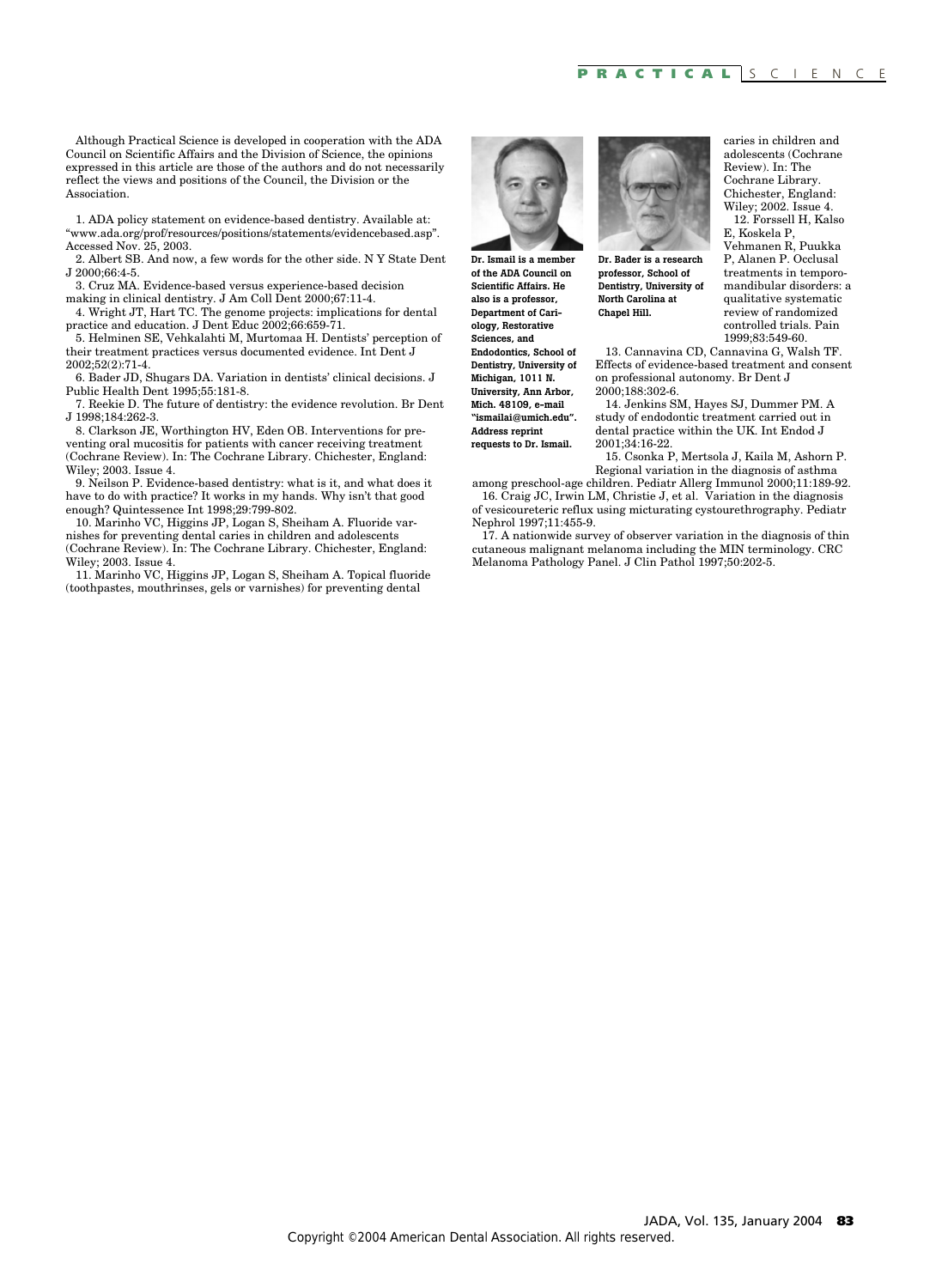Although Practical Science is developed in cooperation with the ADA Council on Scientific Affairs and the Division of Science, the opinions expressed in this article are those of the authors and do not necessarily reflect the views and positions of the Council, the Division or the Association.

1. ADA policy statement on evidence-based dentistry. Available at: "www.ada.org/prof/resources/positions/statements/evidencebased.asp". Accessed Nov. 25, 2003.
2. Albert SB. And now, a few words for the other side. N Y State Dent J 2000;66:4-5.
3. Cruz MA. Evidence-based versus experience-based decision making in clinical dentistry. J Am Coll Dent 2000;67:11-4.
4. Wright JT, Hart TC. The genome projects: implications for dental practice and education. J Dent Educ 2002;66:659-71.
5. Helminen SE, Vehkalahti M, Murtomaa H. Dentists' perception of their treatment practices versus documented evidence. Int Dent J 2002;52(2):71-4.
6. Bader JD, Shugars DA. Variation in dentists' clinical decisions. J Public Health Dent 1995;55:181-8.
7. Reekie D. The future of dentistry: the evidence revolution. Br Dent J 1998;184:262-3.
8. Clarkson JE, Worthington HV, Eden OB. Interventions for preventing oral mucositis for patients with cancer receiving treatment (Cochrane Review). In: The Cochrane Library. Chichester, England: Wiley; 2003. Issue 4.
9. Neilson P. Evidence-based dentistry: what is it, and what does it have to do with practice? It works in my hands. Why isn't that good enough? Quintessence Int 1998;29:799-802.
10. Marinho VC, Higgins JP, Logan S, Sheiham A. Fluoride varnishes for preventing dental caries in children and adolescents (Cochrane Review). In: The Cochrane Library. Chichester, England: Wiley; 2003. Issue 4.
11. Marinho VC, Higgins JP, Logan S, Sheiham A. Topical fluoride (toothpastes, mouthrinses, gels or varnishes) for preventing dental caries in children and adolescents (Cochrane Review). In: The Cochrane Library. Chichester, England: Wiley; 2002. Issue 4.
12. Forssell H, Kalso E, Koskela P, Vehmanen R, Puukka P, Alanen P. Occlusal treatments in temporomandibular disorders: a qualitative systematic review of randomized controlled trials. Pain 1999;83:549-60.
13. Cannavina CD, Cannavina G, Walsh TF. Effects of evidence-based treatment and consent on professional autonomy. Br Dent J 2000;188:302-6.
14. Jenkins SM, Hayes SJ, Dummer PM. A study of endodontic treatment carried out in dental practice within the UK. Int Endod J 2001;34:16-22.
15. Csonka P, Mertsola J, Kaila M, Ashorn P. Regional variation in the diagnosis of asthma among preschool-age children. Pediatr Allerg Immunol 2000;11:189-92.
16. Craig JC, Irwin LM, Christie J, et al. Variation in the diagnosis of vesicoureteric reflux using micturating cystourethrography. Pediatr Nephrol 1997;11:455-9.
17. A nationwide survey of observer variation in the diagnosis of thin cutaneous malignant melanoma including the MIN terminology. CRC Melanoma Pathology Panel. J Clin Pathol 1997;50:202-5.

**Dr. Ismail is a member of the ADA Council on Scientific Affairs. He also is a professor, Department of Cariology, Restorative Sciences, and Endodontics, School of Dentistry, University of Michigan, 1011 N. University, Ann Arbor, Mich. 48109, e-mail "ismailai@umich.edu". Address reprint requests to Dr. Ismail.**

**Dr. Bader is a research professor, School of Dentistry, University of North Carolina at Chapel Hill.**

Copyright ©2004 American Dental Association. All rights reserved.